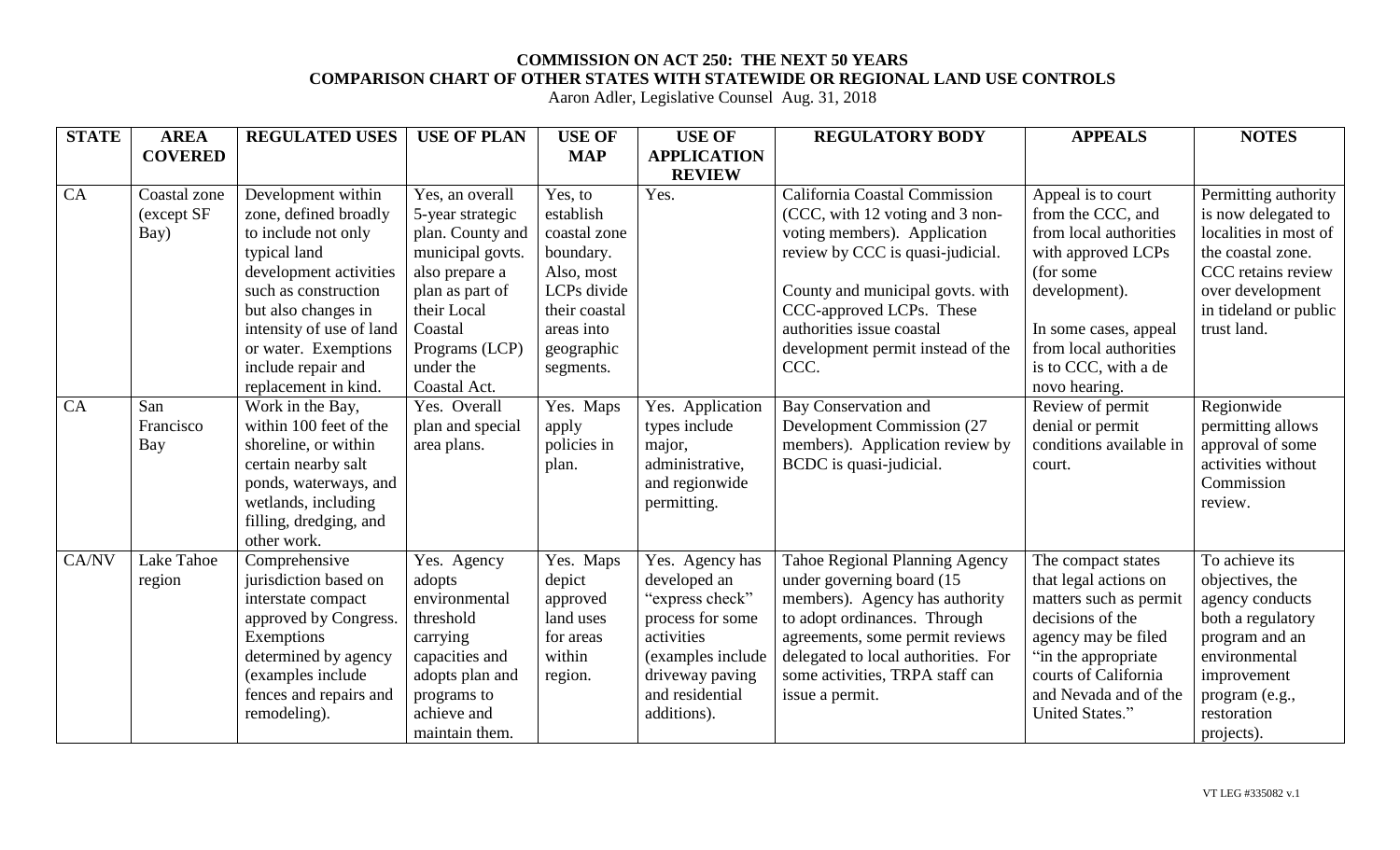**COMMISSION ON ACT 250: THE NEXT 50 YEARS**
**COMPARISON CHART OF OTHER STATES WITH STATEWIDE OR REGIONAL LAND USE CONTROLS**

Aaron Adler, Legislative Counsel Aug. 31, 2018

| STATE | AREA COVERED | REGULATED USES | USE OF PLAN | USE OF MAP | USE OF APPLICATION REVIEW | REGULATORY BODY | APPEALS | NOTES |
|---|---|---|---|---|---|---|---|---|
| CA | Coastal zone (except SF Bay) | Development within zone, defined broadly to include not only typical land development activities such as construction but also changes in intensity of use of land or water. Exemptions include repair and replacement in kind. | Yes, an overall 5-year strategic plan. County and municipal govts. also prepare a plan as part of their Local Coastal Programs (LCP) under the Coastal Act. | Yes, to establish coastal zone boundary. Also, most LCPs divide their coastal areas into geographic segments. | Yes. | California Coastal Commission (CCC, with 12 voting and 3 non-voting members). Application review by CCC is quasi-judicial.<br><br>County and municipal govts. with CCC-approved LCPs. These authorities issue coastal development permit instead of the CCC. | Appeal is to court from the CCC, and from local authorities with approved LCPs (for some development).<br><br>In some cases, appeal from local authorities is to CCC, with a de novo hearing. | Permitting authority is now delegated to localities in most of the coastal zone. CCC retains review over development in tideland or public trust land. |
| CA | San Francisco Bay | Work in the Bay, within 100 feet of the shoreline, or within certain nearby salt ponds, waterways, and wetlands, including filling, dredging, and other work. | Yes. Overall plan and special area plans. | Yes. Maps apply policies in plan. | Yes. Application types include major, administrative, and regionwide permitting. | Bay Conservation and Development Commission (27 members). Application review by BCDC is quasi-judicial. | Review of permit denial or permit conditions available in court. | Regionwide permitting allows approval of some activities without Commission review. |
| CA/NV | Lake Tahoe region | Comprehensive jurisdiction based on interstate compact approved by Congress. Exemptions determined by agency (examples include fences and repairs and remodeling). | Yes. Agency adopts environmental threshold carrying capacities and adopts plan and programs to achieve and maintain them. | Yes. Maps depict approved land uses for areas within region. | Yes. Agency has developed an "express check" process for some activities (examples include driveway paving and residential additions). | Tahoe Regional Planning Agency under governing board (15 members). Agency has authority to adopt ordinances. Through agreements, some permit reviews delegated to local authorities. For some activities, TRPA staff can issue a permit. | The compact states that legal actions on matters such as permit decisions of the agency may be filed "in the appropriate courts of California and Nevada and of the United States." | To achieve its objectives, the agency conducts both a regulatory program and an environmental improvement program (e.g., restoration projects). |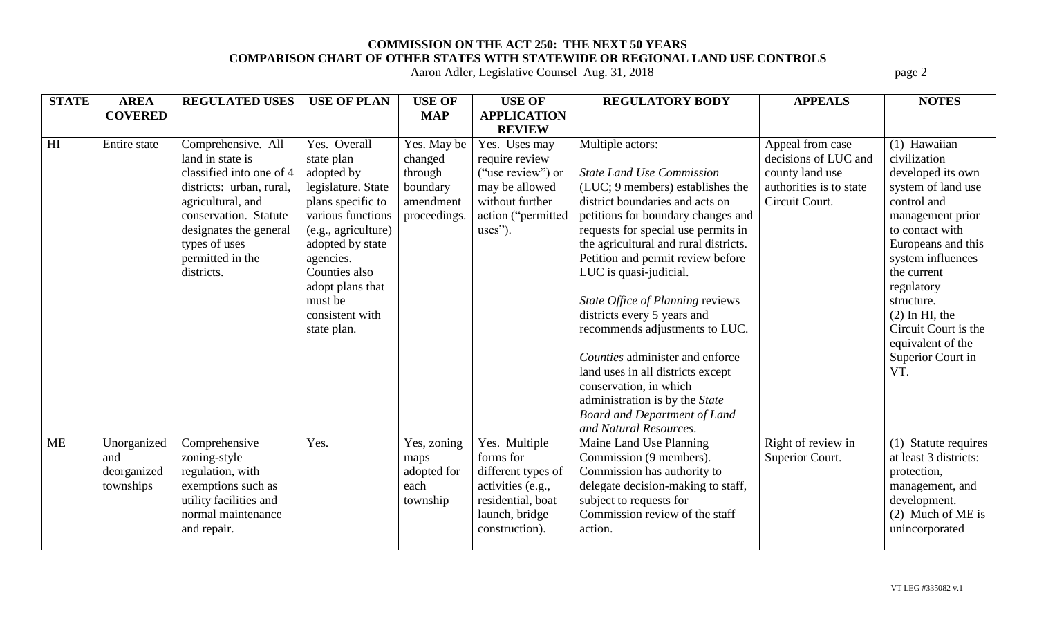# COMMISSION ON THE ACT 250: THE NEXT 50 YEARS

## COMPARISON CHART OF OTHER STATES WITH STATEWIDE OR REGIONAL LAND USE CONTROLS

Aaron Adler, Legislative Counsel Aug. 31, 2018

| STATE | AREA COVERED | REGULATED USES | USE OF PLAN | USE OF MAP | USE OF APPLICATION REVIEW | REGULATORY BODY | APPEALS | NOTES |
|---|---|---|---|---|---|---|---|---|
| HI | Entire state | Comprehensive. All land in state is classified into one of 4 districts: urban, rural, agricultural, and conservation. Statute designates the general types of uses permitted in the districts. | Yes. Overall state plan adopted by legislature. State plans specific to various functions (e.g., agriculture) adopted by state agencies. Counties also adopt plans that must be consistent with state plan. | Yes. May be changed through boundary amendment proceedings. | Yes. Uses may require review ("use review") or may be allowed without further action ("permitted uses"). | Multiple actors:<br><br>*State Land Use Commission* (LUC; 9 members) establishes the district boundaries and acts on petitions for boundary changes and requests for special use permits in the agricultural and rural districts. Petition and permit review before LUC is quasi-judicial.<br><br>*State Office of Planning* reviews districts every 5 years and recommends adjustments to LUC.<br><br>*Counties* administer and enforce land uses in all districts except conservation, in which administration is by the *State Board and Department of Land and Natural Resources*. | Appeal from case decisions of LUC and county land use authorities is to state Circuit Court. | (1) Hawaiian civilization developed its own system of land use control and management prior to contact with Europeans and this system influences the current regulatory structure.<br>(2) In HI, the Circuit Court is the equivalent of the Superior Court in VT. |
| ME | Unorganized and deorganized townships | Comprehensive zoning-style regulation, with exemptions such as utility facilities and normal maintenance and repair. | Yes. | Yes, zoning maps adopted for each township | Yes. Multiple forms for different types of activities (e.g., residential, boat launch, bridge construction). | Maine Land Use Planning Commission (9 members). Commission has authority to delegate decision-making to staff, subject to requests for Commission review of the staff action. | Right of review in Superior Court. | (1) Statute requires at least 3 districts: protection, management, and development.<br>(2) Much of ME is unincorporated |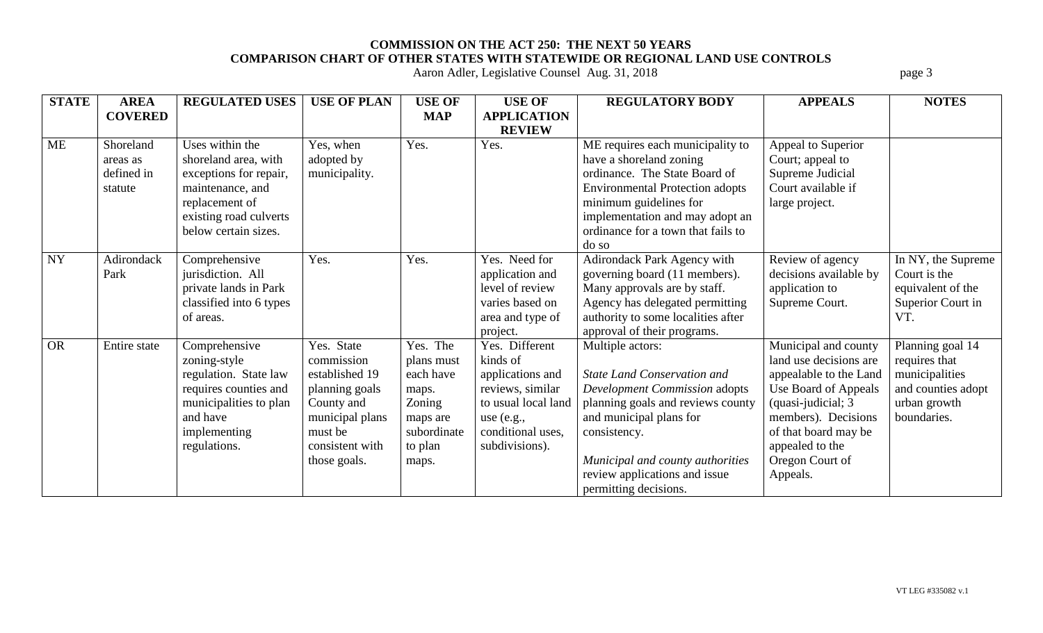**COMMISSION ON THE ACT 250: THE NEXT 50 YEARS**
**COMPARISON CHART OF OTHER STATES WITH STATEWIDE OR REGIONAL LAND USE CONTROLS**
Aaron Adler, Legislative Counsel Aug. 31, 2018

| STATE | AREA COVERED | REGULATED USES | USE OF PLAN | USE OF MAP | USE OF APPLICATION REVIEW | REGULATORY BODY | APPEALS | NOTES |
|---|---|---|---|---|---|---|---|---|
| ME | Shoreland areas as defined in statute | Uses within the shoreland area, with exceptions for repair, maintenance, and replacement of existing road culverts below certain sizes. | Yes, when adopted by municipality. | Yes. | Yes. | ME requires each municipality to have a shoreland zoning ordinance. The State Board of Environmental Protection adopts minimum guidelines for implementation and may adopt an ordinance for a town that fails to do so | Appeal to Superior Court; appeal to Supreme Judicial Court available if large project. | |
| NY | Adirondack Park | Comprehensive jurisdiction. All private lands in Park classified into 6 types of areas. | Yes. | Yes. | Yes. Need for application and level of review varies based on area and type of project. | Adirondack Park Agency with governing board (11 members). Many approvals are by staff. Agency has delegated permitting authority to some localities after approval of their programs. | Review of agency decisions available by application to Supreme Court. | In NY, the Supreme Court is the equivalent of the Superior Court in VT. |
| OR | Entire state | Comprehensive zoning-style regulation. State law requires counties and municipalities to plan and have implementing regulations. | Yes. State commission established 19 planning goals County and municipal plans must be consistent with those goals. | Yes. The plans must each have maps. Zoning maps are subordinate to plan maps. | Yes. Different kinds of applications and reviews, similar to usual local land use (e.g., conditional uses, subdivisions). | Multiple actors:<br><br>*State Land Conservation and Development Commission* adopts planning goals and reviews county and municipal plans for consistency.<br><br>*Municipal and county authorities* review applications and issue permitting decisions. | Municipal and county land use decisions are appealable to the Land Use Board of Appeals (quasi-judicial; 3 members). Decisions of that board may be appealed to the Oregon Court of Appeals. | Planning goal 14 requires that municipalities and counties adopt urban growth boundaries. |

VT LEG #335082 v.1